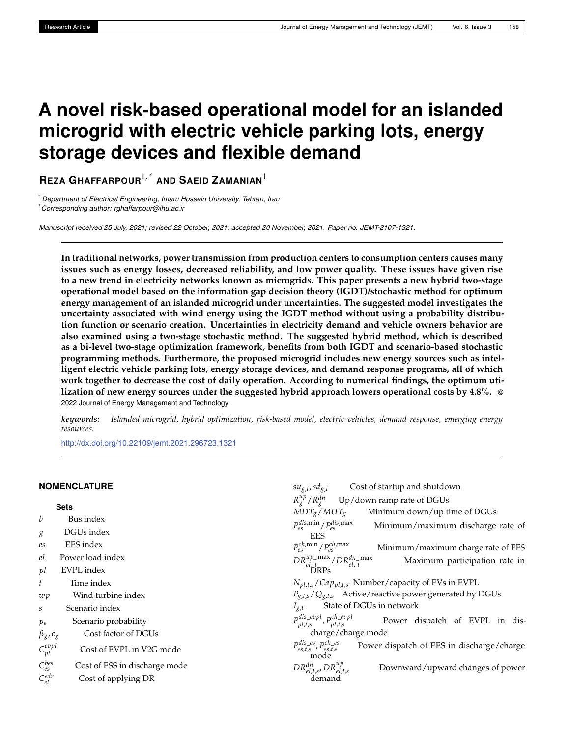# A novel risk-based operational model for an islanded microgrid with electric vehicle parking lots, energy storage devices and flexible demand

**Reza Ghaffarpour**[1,*] **and Saeid Zamanian**[1]

[1] *Department of Electrical Engineering, Imam Hossein University, Tehran, Iran*
[*] *Corresponding author: rghaffarpour@ihu.ac.ir*

*Manuscript received 25 July, 2021; revised 22 October, 2021; accepted 20 November, 2021. Paper no. JEMT-2107-1321.*

**In traditional networks, power transmission from production centers to consumption centers causes many issues such as energy losses, decreased reliability, and low power quality. These issues have given rise to a new trend in electricity networks known as microgrids. This paper presents a new hybrid two-stage operational model based on the information gap decision theory (IGDT)/stochastic method for optimum energy management of an islanded microgrid under uncertainties. The suggested model investigates the uncertainty associated with wind energy using the IGDT method without using a probability distribution function or scenario creation. Uncertainties in electricity demand and vehicle owners behavior are also examined using a two-stage stochastic method. The suggested hybrid method, which is described as a bi-level two-stage optimization framework, benefits from both IGDT and scenario-based stochastic programming methods. Furthermore, the proposed microgrid includes new energy sources such as intelligent electric vehicle parking lots, energy storage devices, and demand response programs, all of which work together to decrease the cost of daily operation. According to numerical findings, the optimum utilization of new energy sources under the suggested hybrid approach lowers operational costs by 4.8%.** © 2022 Journal of Energy Management and Technology

***keywords:*** *Islanded microgrid, hybrid optimization, risk-based model, electric vehicles, demand response, emerging energy resources.*

http://dx.doi.org/10.22109/jemt.2021.296723.1321

## NOMENCLATURE

### Sets

| | |
|---|---|
| $b$ | Bus index |
| $g$ | DGUs index |
| $es$ | EES index |
| $el$ | Power load index |
| $pl$ | EVPL index |
| $t$ | Time index |
| $wp$ | Wind turbine index |
| $s$ | Scenario index |
| $p_s$ | Scenario probability |
| $\beta_g, c_g$ | Cost factor of DGUs |
| $C_{pl}^{evpl}$ | Cost of EVPL in V2G mode |
| $C_{es}^{bes}$ | Cost of ESS in discharge mode |
| $C_{el}^{edr}$ | Cost of applying DR |
| $su_{g,t}, sd_{g,t}$ | Cost of startup and shutdown |
| $R_g^{up} / R_g^{dn}$ | Up/down ramp rate of DGUs |
| $MDT_g / MUT_g$ | Minimum down/up time of DGUs |
| $P_{es}^{dis,\min} / P_{es}^{dis,\max}$ | Minimum/maximum discharge rate of EES |
| $P_{es}^{ch,\min} / P_{es}^{ch,\max}$ | Minimum/maximum charge rate of EES |
| $DR_{el,t}^{up\_\max} / DR_{el,t}^{dn\_\max}$ | Maximum participation rate in DRPs |
| $N_{pl,t,s} / Cap_{pl,t,s}$ | Number/capacity of EVs in EVPL |
| $P_{g,t,s} / Q_{g,t,s}$ | Active/reactive power generated by DGUs |
| $I_{g,t}$ | State of DGUs in network |
| $P_{pl,t,s}^{dis\_evpl}, P_{pl,t,s}^{ch\_evpl}$ | Power dispatch of EVPL in discharge/charge mode |
| $P_{es,t,s}^{dis\_es}, P_{es,t,s}^{ch\_es}$ | Power dispatch of EES in discharge/charge mode |
| $DR_{el,t,s}^{dn}, DR_{el,t,s}^{up}$ | Downward/upward changes of power demand |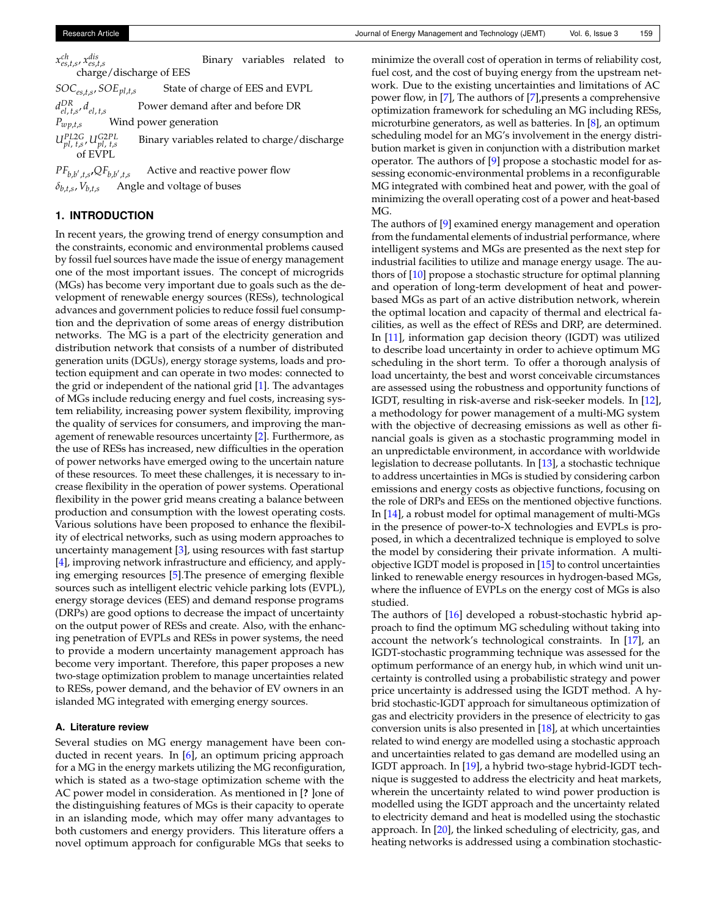$x^{ch}_{es,t,s}$, $x^{dis}_{es,t,s}$ Binary variables related to charge/discharge of EES

$SOC_{es,t,s}$, $SOE_{pl,t,s}$ State of charge of EES and EVPL

$d^{DR}_{el,t,s}$, $d_{el,t,s}$ Power demand after and before DR

$P_{wp,t,s}$ Wind power generation

$U^{PL2G}_{pl,t,s}$, $U^{G2PL}_{pl,t,s}$ Binary variables related to charge/discharge of EVPL

$PF_{b,b',t,s}$,$QF_{b,b',t,s}$ Active and reactive power flow

$\delta_{b,t,s}$, $V_{b,t,s}$ Angle and voltage of buses

## 1. INTRODUCTION

In recent years, the growing trend of energy consumption and the constraints, economic and environmental problems caused by fossil fuel sources have made the issue of energy management one of the most important issues. The concept of microgrids (MGs) has become very important due to goals such as the development of renewable energy sources (RESs), technological advances and government policies to reduce fossil fuel consumption and the deprivation of some areas of energy distribution networks. The MG is a part of the electricity generation and distribution network that consists of a number of distributed generation units (DGUs), energy storage systems, loads and protection equipment and can operate in two modes: connected to the grid or independent of the national grid [1]. The advantages of MGs include reducing energy and fuel costs, increasing system reliability, increasing power system flexibility, improving the quality of services for consumers, and improving the management of renewable resources uncertainty [2]. Furthermore, as the use of RESs has increased, new difficulties in the operation of power networks have emerged owing to the uncertain nature of these resources. To meet these challenges, it is necessary to increase flexibility in the operation of power systems. Operational flexibility in the power grid means creating a balance between production and consumption with the lowest operating costs. Various solutions have been proposed to enhance the flexibility of electrical networks, such as using modern approaches to uncertainty management [3], using resources with fast startup [4], improving network infrastructure and efficiency, and applying emerging resources [5].The presence of emerging flexible sources such as intelligent electric vehicle parking lots (EVPL), energy storage devices (EES) and demand response programs (DRPs) are good options to decrease the impact of uncertainty on the output power of RESs and create. Also, with the enhancing penetration of EVPLs and RESs in power systems, the need to provide a modern uncertainty management approach has become very important. Therefore, this paper proposes a new two-stage optimization problem to manage uncertainties related to RESs, power demand, and the behavior of EV owners in an islanded MG integrated with emerging energy sources.

### A. Literature review

Several studies on MG energy management have been conducted in recent years. In [6], an optimum pricing approach for a MG in the energy markets utilizing the MG reconfiguration, which is stated as a two-stage optimization scheme with the AC power model in consideration. As mentioned in [? ]one of the distinguishing features of MGs is their capacity to operate in an islanding mode, which may offer many advantages to both customers and energy providers. This literature offers a novel optimum approach for configurable MGs that seeks to minimize the overall cost of operation in terms of reliability cost, fuel cost, and the cost of buying energy from the upstream network. Due to the existing uncertainties and limitations of AC power flow, in [7], The authors of [7],presents a comprehensive optimization framework for scheduling an MG including RESs, microturbine generators, as well as batteries. In [8], an optimum scheduling model for an MG's involvement in the energy distribution market is given in conjunction with a distribution market operator. The authors of [9] propose a stochastic model for assessing economic-environmental problems in a reconfigurable MG integrated with combined heat and power, with the goal of minimizing the overall operating cost of a power and heat-based MG.

The authors of [9] examined energy management and operation from the fundamental elements of industrial performance, where intelligent systems and MGs are presented as the next step for industrial facilities to utilize and manage energy usage. The authors of [10] propose a stochastic structure for optimal planning and operation of long-term development of heat and power-based MGs as part of an active distribution network, wherein the optimal location and capacity of thermal and electrical facilities, as well as the effect of RESs and DRP, are determined. In [11], information gap decision theory (IGDT) was utilized to describe load uncertainty in order to achieve optimum MG scheduling in the short term. To offer a thorough analysis of load uncertainty, the best and worst conceivable circumstances are assessed using the robustness and opportunity functions of IGDT, resulting in risk-averse and risk-seeker models. In [12], a methodology for power management of a multi-MG system with the objective of decreasing emissions as well as other financial goals is given as a stochastic programming model in an unpredictable environment, in accordance with worldwide legislation to decrease pollutants. In [13], a stochastic technique to address uncertainties in MGs is studied by considering carbon emissions and energy costs as objective functions, focusing on the role of DRPs and EESs on the mentioned objective functions. In [14], a robust model for optimal management of multi-MGs in the presence of power-to-X technologies and EVPLs is proposed, in which a decentralized technique is employed to solve the model by considering their private information. A multi-objective IGDT model is proposed in [15] to control uncertainties linked to renewable energy resources in hydrogen-based MGs, where the influence of EVPLs on the energy cost of MGs is also studied.

The authors of [16] developed a robust-stochastic hybrid approach to find the optimum MG scheduling without taking into account the network's technological constraints. In [17], an IGDT-stochastic programming technique was assessed for the optimum performance of an energy hub, in which wind unit uncertainty is controlled using a probabilistic strategy and power price uncertainty is addressed using the IGDT method. A hybrid stochastic-IGDT approach for simultaneous optimization of gas and electricity providers in the presence of electricity to gas conversion units is also presented in [18], at which uncertainties related to wind energy are modelled using a stochastic approach and uncertainties related to gas demand are modelled using an IGDT approach. In [19], a hybrid two-stage hybrid-IGDT technique is suggested to address the electricity and heat markets, wherein the uncertainty related to wind power production is modelled using the IGDT approach and the uncertainty related to electricity demand and heat is modelled using the stochastic approach. In [20], the linked scheduling of electricity, gas, and heating networks is addressed using a combination stochastic-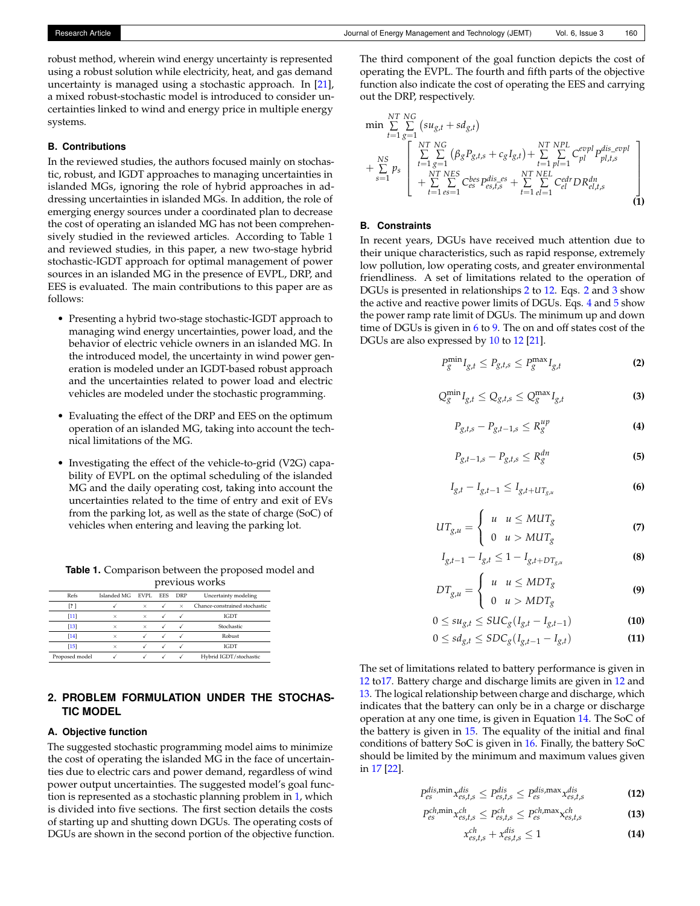robust method, wherein wind energy uncertainty is represented using a robust solution while electricity, heat, and gas demand uncertainty is managed using a stochastic approach. In [21], a mixed robust-stochastic model is introduced to consider uncertainties linked to wind and energy price in multiple energy systems.

### B. Contributions

In the reviewed studies, the authors focused mainly on stochastic, robust, and IGDT approaches to managing uncertainties in islanded MGs, ignoring the role of hybrid approaches in addressing uncertainties in islanded MGs. In addition, the role of emerging energy sources under a coordinated plan to decrease the cost of operating an islanded MG has not been comprehensively studied in the reviewed articles. According to Table 1 and reviewed studies, in this paper, a new two-stage hybrid stochastic-IGDT approach for optimal management of power sources in an islanded MG in the presence of EVPL, DRP, and EES is evaluated. The main contributions to this paper are as follows:

- Presenting a hybrid two-stage stochastic-IGDT approach to managing wind energy uncertainties, power load, and the behavior of electric vehicle owners in an islanded MG. In the introduced model, the uncertainty in wind power generation is modeled under an IGDT-based robust approach and the uncertainties related to power load and electric vehicles are modeled under the stochastic programming.
- Evaluating the effect of the DRP and EES on the optimum operation of an islanded MG, taking into account the technical limitations of the MG.
- Investigating the effect of the vehicle-to-grid (V2G) capability of EVPL on the optimal scheduling of the islanded MG and the daily operating cost, taking into account the uncertainties related to the time of entry and exit of EVs from the parking lot, as well as the state of charge (SoC) of vehicles when entering and leaving the parking lot.

**Table 1.** Comparison between the proposed model and previous works

| Refs | Islanded MG | EVPL | EES | DRP | Uncertainty modeling |
|---|---|---|---|---|---|
| [? ] | ✓ | × | ✓ | × | Chance-constrained stochastic |
| [11] | × | × | ✓ | ✓ | IGDT |
| [13] | × | × | ✓ | ✓ | Stochastic |
| [14] | × | ✓ | ✓ | ✓ | Robust |
| [15] | × | ✓ | ✓ | ✓ | IGDT |
| Proposed model | ✓ | ✓ | ✓ | ✓ | Hybrid IGDT/stochastic |

## 2. PROBLEM FORMULATION UNDER THE STOCHASTIC MODEL

### A. Objective function

The suggested stochastic programming model aims to minimize the cost of operating the islanded MG in the face of uncertainties due to electric cars and power demand, regardless of wind power output uncertainties. The suggested model's goal function is represented as a stochastic planning problem in 1, which is divided into five sections. The first section details the costs of starting up and shutting down DGUs. The operating costs of DGUs are shown in the second portion of the objective function. The third component of the goal function depicts the cost of operating the EVPL. The fourth and fifth parts of the objective function also indicate the cost of operating the EES and carrying out the DRP, respectively.

$$\min \sum_{t=1}^{NT}\sum_{g=1}^{NG}\left(su_{g,t}+sd_{g,t}\right) + \sum_{s=1}^{NS} p_s \left[ \begin{array}{l} \sum\limits_{t=1}^{NT}\sum\limits_{g=1}^{NG}\left(\beta_g P_{g,t,s}+c_g I_{g,t}\right)+\sum\limits_{t=1}^{NT}\sum\limits_{pl=1}^{NPL} C_{pl}^{evpl} P_{pl,t,s}^{dis\_evpl} \\ +\sum\limits_{t=1}^{NT}\sum\limits_{es=1}^{NES} C_{es}^{bes} P_{es,t,s}^{dis\_es}+\sum\limits_{t=1}^{NT}\sum\limits_{el=1}^{NEL} C_{el}^{edr} DR_{el,t,s}^{dn} \end{array} \right] \tag{1}$$

### B. Constraints

In recent years, DGUs have received much attention due to their unique characteristics, such as rapid response, extremely low pollution, low operating costs, and greater environmental friendliness. A set of limitations related to the operation of DGUs is presented in relationships 2 to 12. Eqs. 2 and 3 show the active and reactive power limits of DGUs. Eqs. 4 and 5 show the power ramp rate limit of DGUs. The minimum up and down time of DGUs is given in 6 to 9. The on and off states cost of the DGUs are also expressed by 10 to 12 [21].

$$P_g^{\min} I_{g,t} \le P_{g,t,s} \le P_g^{\max} I_{g,t} \tag{2}$$

$$Q_g^{\min} I_{g,t} \le Q_{g,t,s} \le Q_g^{\max} I_{g,t} \tag{3}$$

$$P_{g,t,s} - P_{g,t-1,s} \le R_g^{up} \tag{4}$$

$$P_{g,t-1,s} - P_{g,t,s} \le R_g^{dn} \tag{5}$$

$$I_{g,t} - I_{g,t-1} \le I_{g,t+UT_{g,u}} \tag{6}$$

$$UT_{g,u} = \begin{cases} u & u \le MUT_g \\ 0 & u > MUT_g \end{cases} \tag{7}$$

$$I_{g,t-1} - I_{g,t} \le 1 - I_{g,t+DT_{g,u}} \tag{8}$$

$$DT_{g,u} = \begin{cases} u & u \le MDT_g \\ 0 & u > MDT_g \end{cases} \tag{9}$$

$$0 \le su_{g,t} \le SUC_g (I_{g,t} - I_{g,t-1}) \tag{10}$$

$$0 \le sd_{g,t} \le SDC_g (I_{g,t-1} - I_{g,t}) \tag{11}$$

The set of limitations related to battery performance is given in 12 to17. Battery charge and discharge limits are given in 12 and 13. The logical relationship between charge and discharge, which indicates that the battery can only be in a charge or discharge operation at any one time, is given in Equation 14. The SoC of the battery is given in 15. The equality of the initial and final conditions of battery SoC is given in 16. Finally, the battery SoC should be limited by the minimum and maximum values given in 17 [22].

$$P_{es}^{dis,\min} x_{es,t,s}^{dis} \le P_{es,t,s}^{dis} \le P_{es}^{dis,\max} x_{es,t,s}^{dis} \tag{12}$$

$$P_{es}^{ch,\min} x_{es,t,s}^{ch} \le P_{es,t,s}^{ch} \le P_{es}^{ch,\max} x_{es,t,s}^{ch} \tag{13}$$

$$x_{es,t,s}^{ch} + x_{es,t,s}^{dis} \le 1 \tag{14}$$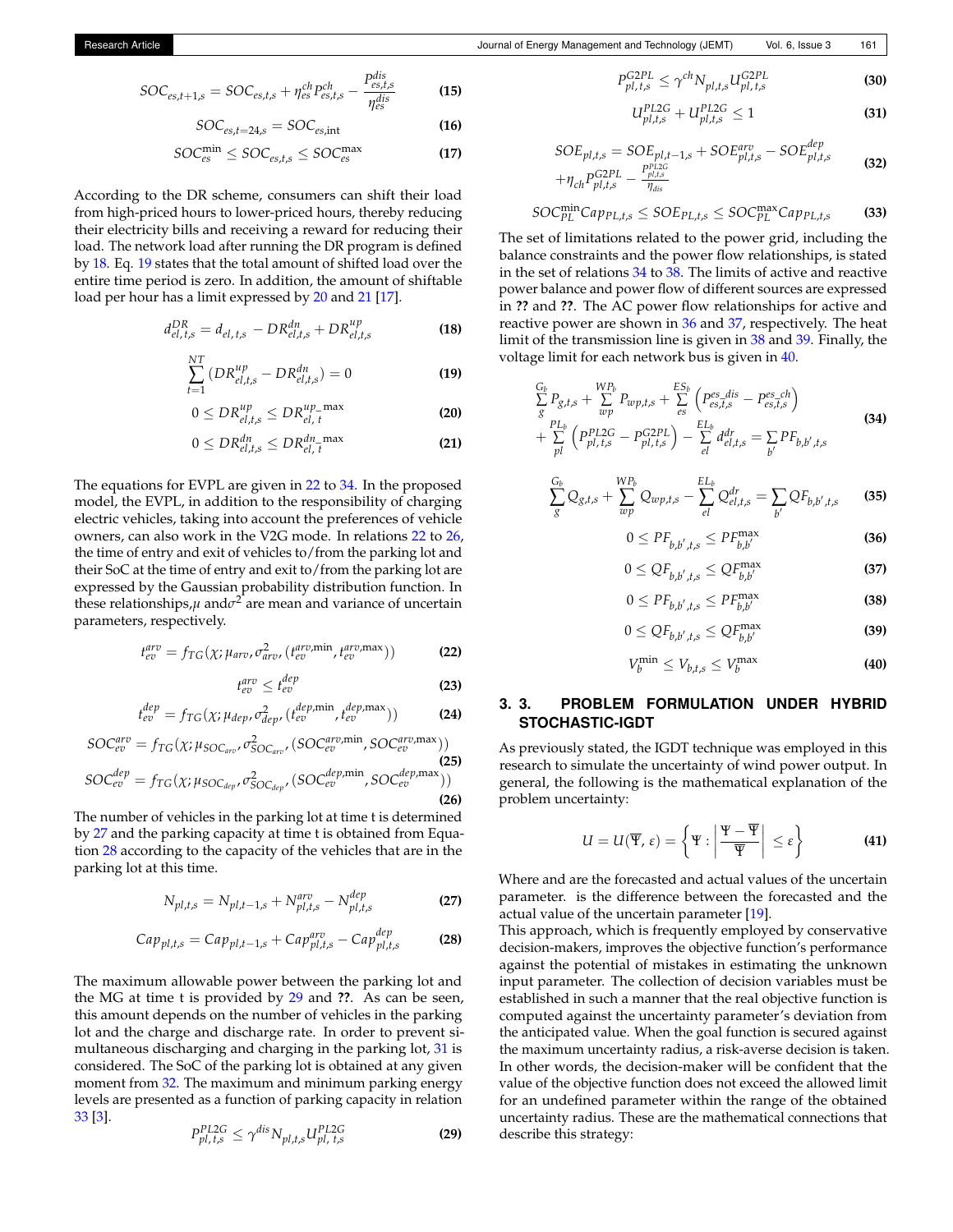$$SOC_{es,t+1,s} = SOC_{es,t,s} + \eta_{es}^{ch} P_{es,t,s}^{ch} - \frac{P_{es,t,s}^{dis}}{\eta_{es}^{dis}} \tag{15}$$

$$SOC_{es,t=24,s} = SOC_{es,\text{int}} \tag{16}$$

$$SOC_{es}^{\min} \leq SOC_{es,t,s} \leq SOC_{es}^{\max} \tag{17}$$

According to the DR scheme, consumers can shift their load from high-priced hours to lower-priced hours, thereby reducing their electricity bills and receiving a reward for reducing their load. The network load after running the DR program is defined by 18. Eq. 19 states that the total amount of shifted load over the entire time period is zero. In addition, the amount of shiftable load per hour has a limit expressed by 20 and 21 [17].

$$d_{el,t,s}^{DR} = d_{el,t,s} - DR_{el,t,s}^{dn} + DR_{el,t,s}^{up} \tag{18}$$

$$\sum_{t=1}^{NT} (DR_{el,t,s}^{up} - DR_{el,t,s}^{dn}) = 0 \tag{19}$$

$$0 \leq DR_{el,t,s}^{up} \leq DR_{el,\,t}^{up\_\max} \tag{20}$$

$$0 \leq DR_{el,t,s}^{dn} \leq DR_{el,\,t}^{dn\_\max} \tag{21}$$

The equations for EVPL are given in 22 to 34. In the proposed model, the EVPL, in addition to the responsibility of charging electric vehicles, taking into account the preferences of vehicle owners, can also work in the V2G mode. In relations 22 to 26, the time of entry and exit of vehicles to/from the parking lot and their SoC at the time of entry and exit to/from the parking lot are expressed by the Gaussian probability distribution function. In these relationships,$\mu$ and$\sigma^2$ are mean and variance of uncertain parameters, respectively.

$$t_{ev}^{arv} = f_{TG}(\chi; \mu_{arv}, \sigma_{arv}^2, (t_{ev}^{arv,\min}, t_{ev}^{arv,\max})) \tag{22}$$

$$t_{ev}^{arv} \leq t_{ev}^{dep} \tag{23}$$

$$t_{ev}^{dep} = f_{TG}(\chi; \mu_{dep}, \sigma_{dep}^2, (t_{ev}^{dep,\min}, t_{ev}^{dep,\max})) \tag{24}$$

$$SOC_{ev}^{arv} = f_{TG}(\chi; \mu_{SOC_{arv}}, \sigma_{SOC_{arv}}^2, (SOC_{ev}^{arv,\min}, SOC_{ev}^{arv,\max})) \tag{25}$$

$$SOC_{ev}^{dep} = f_{TG}(\chi; \mu_{SOC_{dep}}, \sigma_{SOC_{dep}}^2, (SOC_{ev}^{dep,\min}, SOC_{ev}^{dep,\max})) \tag{26}$$

The number of vehicles in the parking lot at time t is determined by 27 and the parking capacity at time t is obtained from Equation 28 according to the capacity of the vehicles that are in the parking lot at this time.

$$N_{pl,t,s} = N_{pl,t-1,s} + N_{pl,t,s}^{arv} - N_{pl,t,s}^{dep} \tag{27}$$

$$Cap_{pl,t,s} = Cap_{pl,t-1,s} + Cap_{pl,t,s}^{arv} - Cap_{pl,t,s}^{dep} \tag{28}$$

The maximum allowable power between the parking lot and the MG at time t is provided by 29 and **??**. As can be seen, this amount depends on the number of vehicles in the parking lot and the charge and discharge rate. In order to prevent simultaneous discharging and charging in the parking lot, 31 is considered. The SoC of the parking lot is obtained at any given moment from 32. The maximum and minimum parking energy levels are presented as a function of parking capacity in relation 33 [3].

$$P_{pl,t,s}^{PL2G} \leq \gamma^{dis} N_{pl,t,s} U_{pl,\,t,s}^{PL2G} \tag{29}$$

$$P_{pl,t,s}^{G2PL} \leq \gamma^{ch} N_{pl,t,s} U_{pl,\,t,s}^{G2PL} \tag{30}$$

$$U_{pl,t,s}^{PL2G} + U_{pl,t,s}^{PL2G} \leq 1 \tag{31}$$

$$\begin{aligned} SOE_{pl,t,s} &= SOE_{pl,t-1,s} + SOE_{pl,t,s}^{arv} - SOE_{pl,t,s}^{dep} \\ &+ \eta_{ch} P_{pl,t,s}^{G2PL} - \frac{P_{pl,t,s}^{PL2G}}{\eta_{dis}} \end{aligned} \tag{32}$$

$$SOC_{PL}^{\min} Cap_{PL,t,s} \leq SOE_{PL,t,s} \leq SOC_{PL}^{\max} Cap_{PL,t,s} \tag{33}$$

The set of limitations related to the power grid, including the balance constraints and the power flow relationships, is stated in the set of relations 34 to 38. The limits of active and reactive power balance and power flow of different sources are expressed in **??** and **??**. The AC power flow relationships for active and reactive power are shown in 36 and 37, respectively. The heat limit of the transmission line is given in 38 and 39. Finally, the voltage limit for each network bus is given in 40.

$$\begin{aligned} &\sum_{g}^{G_b} P_{g,t,s} + \sum_{wp}^{WP_b} P_{wp,t,s} + \sum_{es}^{ES_b} \left( P_{es,t,s}^{es\_dis} - P_{es,t,s}^{es\_ch} \right) \\ &+ \sum_{pl}^{PL_b} \left( P_{pl,t,s}^{PL2G} - P_{pl,t,s}^{G2PL} \right) - \sum_{el}^{EL_b} d_{el,t,s}^{dr} = \sum_{b'} PF_{b,b',t,s} \end{aligned} \tag{34}$$

$$\sum_{g}^{G_b} Q_{g,t,s} + \sum_{wp}^{WP_b} Q_{wp,t,s} - \sum_{el}^{EL_b} Q_{el,t,s}^{dr} = \sum_{b'} QF_{b,b',t,s} \tag{35}$$

$$0 \leq PF_{b,b',t,s} \leq PF_{b,b'}^{\max} \tag{36}$$

$$0 \leq QF_{b,b',t,s} \leq QF_{b,b'}^{\max} \tag{37}$$

$$0 \leq PF_{b,b',t,s} \leq PF_{b,b'}^{\max} \tag{38}$$

$$0 \leq QF_{b,b',t,s} \leq QF_{b,b'}^{\max} \tag{39}$$

$$V_b^{\min} \leq V_{b,t,s} \leq V_b^{\max} \tag{40}$$

## 3. 3. PROBLEM FORMULATION UNDER HYBRID STOCHASTIC-IGDT

As previously stated, the IGDT technique was employed in this research to simulate the uncertainty of wind power output. In general, the following is the mathematical explanation of the problem uncertainty:

$$U = U(\overline{\Psi}, \varepsilon) = \left\{ \Psi : \left| \frac{\Psi - \overline{\Psi}}{\overline{\Psi}} \right| \leq \varepsilon \right\} \tag{41}$$

Where and are the forecasted and actual values of the uncertain parameter. is the difference between the forecasted and the actual value of the uncertain parameter [19].

This approach, which is frequently employed by conservative decision-makers, improves the objective function's performance against the potential of mistakes in estimating the unknown input parameter. The collection of decision variables must be established in such a manner that the real objective function is computed against the uncertainty parameter's deviation from the anticipated value. When the goal function is secured against the maximum uncertainty radius, a risk-averse decision is taken. In other words, the decision-maker will be confident that the value of the objective function does not exceed the allowed limit for an undefined parameter within the range of the obtained uncertainty radius. These are the mathematical connections that describe this strategy: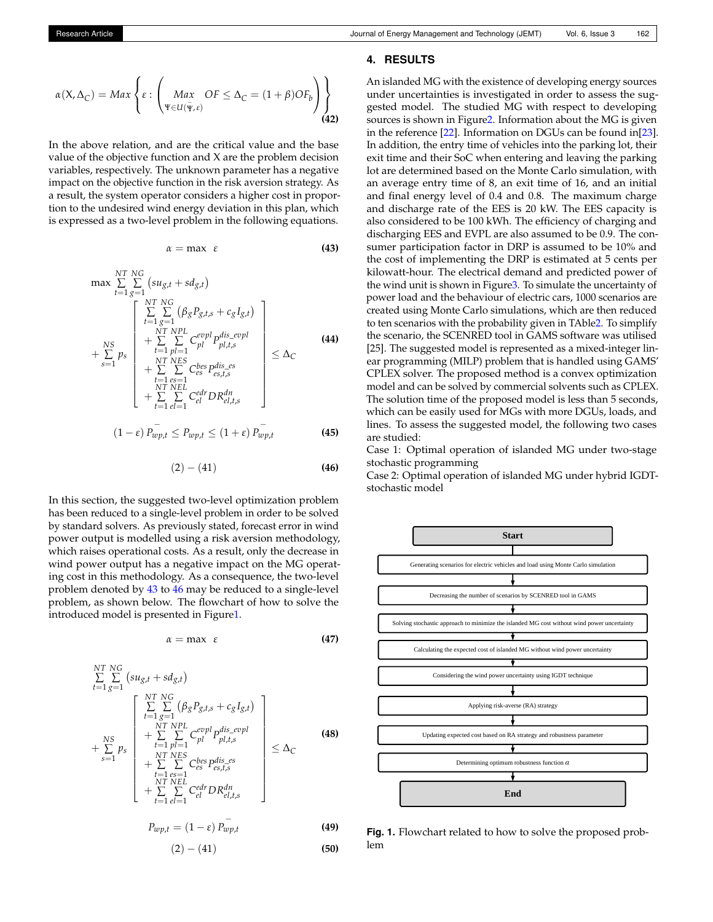$$\alpha(X, \Delta_C) = Max\left\{\varepsilon : \left(\underset{\Psi \in U(\bar{\Psi}, \varepsilon)}{Max} \quad OF \leq \Delta_C = (1+\beta)OF_b\right)\right\} \tag{42}$$

In the above relation, and are the critical value and the base value of the objective function and X are the problem decision variables, respectively. The unknown parameter has a negative impact on the objective function in the risk aversion strategy. As a result, the system operator considers a higher cost in proportion to the undesired wind energy deviation in this plan, which is expressed as a two-level problem in the following equations.

$$\alpha = \max \quad \varepsilon \tag{43}$$

$$\max \sum_{t=1}^{NT}\sum_{g=1}^{NG}\left(su_{g,t} + sd_{g,t}\right) + \sum_{s=1}^{NS} p_s \left[\begin{array}{l} \sum_{t=1}^{NT}\sum_{g=1}^{NG}\left(\beta_g P_{g,t,s} + c_g I_{g,t}\right) \\ + \sum_{t=1}^{NT}\sum_{pl=1}^{NPL} C_{pl}^{evpl} P_{pl,t,s}^{dis\_evpl} \\ + \sum_{t=1}^{NT}\sum_{es=1}^{NES} C_{es}^{bes} P_{es,t,s}^{dis\_es} \\ + \sum_{t=1}^{NT}\sum_{el=1}^{NEL} C_{el}^{edr} DR_{el,t,s}^{dn} \end{array}\right] \leq \Delta_C \tag{44}$$

$$(1-\varepsilon)\,\bar{P}_{wp,t} \leq P_{wp,t} \leq (1+\varepsilon)\,\bar{P}_{wp,t} \tag{45}$$

$$(2) - (41) \tag{46}$$

In this section, the suggested two-level optimization problem has been reduced to a single-level problem in order to be solved by standard solvers. As previously stated, forecast error in wind power output is modelled using a risk aversion methodology, which raises operational costs. As a result, only the decrease in wind power output has a negative impact on the MG operating cost in this methodology. As a consequence, the two-level problem denoted by 43 to 46 may be reduced to a single-level problem, as shown below. The flowchart of how to solve the introduced model is presented in Figure1.

$$\alpha = \max \quad \varepsilon \tag{47}$$

$$\sum_{t=1}^{NT}\sum_{g=1}^{NG}\left(su_{g,t} + sd_{g,t}\right) + \sum_{s=1}^{NS} p_s \left[\begin{array}{l} \sum_{t=1}^{NT}\sum_{g=1}^{NG}\left(\beta_g P_{g,t,s} + c_g I_{g,t}\right) \\ + \sum_{t=1}^{NT}\sum_{pl=1}^{NPL} C_{pl}^{evpl} P_{pl,t,s}^{dis\_evpl} \\ + \sum_{t=1}^{NT}\sum_{es=1}^{NES} C_{es}^{bes} P_{es,t,s}^{dis\_es} \\ + \sum_{t=1}^{NT}\sum_{el=1}^{NEL} C_{el}^{edr} DR_{el,t,s}^{dn} \end{array}\right] \leq \Delta_C \tag{48}$$

$$P_{wp,t} = (1-\varepsilon)\,\bar{P}_{wp,t} \tag{49}$$

$$(2) - (41) \tag{50}$$

## 4. RESULTS

An islanded MG with the existence of developing energy sources under uncertainties is investigated in order to assess the suggested model. The studied MG with respect to developing sources is shown in Figure2. Information about the MG is given in the reference [22]. Information on DGUs can be found in[23]. In addition, the entry time of vehicles into the parking lot, their exit time and their SoC when entering and leaving the parking lot are determined based on the Monte Carlo simulation, with an average entry time of 8, an exit time of 16, and an initial and final energy level of 0.4 and 0.8. The maximum charge and discharge rate of the EES is 20 kW. The EES capacity is also considered to be 100 kWh. The efficiency of charging and discharging EES and EVPL are also assumed to be 0.9. The consumer participation factor in DRP is assumed to be 10% and the cost of implementing the DRP is estimated at 5 cents per kilowatt-hour. The electrical demand and predicted power of the wind unit is shown in Figure3. To simulate the uncertainty of power load and the behaviour of electric cars, 1000 scenarios are created using Monte Carlo simulations, which are then reduced to ten scenarios with the probability given in TAble2. To simplify the scenario, the SCENRED tool in GAMS software was utilised [25]. The suggested model is represented as a mixed-integer linear programming (MILP) problem that is handled using GAMS' CPLEX solver. The proposed method is a convex optimization model and can be solved by commercial solvents such as CPLEX. The solution time of the proposed model is less than 5 seconds, which can be easily used for MGs with more DGUs, loads, and lines. To assess the suggested model, the following two cases are studied:

Case 1: Optimal operation of islanded MG under two-stage stochastic programming

Case 2: Optimal operation of islanded MG under hybrid IGDT-stochastic model

Start

Generating scenarios for electric vehicles and load using Monte Carlo simulation

Decreasing the number of scenarios by SCENRED tool in GAMS

Solving stochastic approach to minimize the islanded MG cost without wind power uncertainty

Calculating the expected cost of islanded MG without wind power uncertainty

Considering the wind power uncertainty using IGDT technique

Applying risk-averse (RA) strategy

Updating expected cost based on RA strategy and robustness parameter

Determining optimum robustness function $\alpha$

End

**Fig. 1.** Flowchart related to how to solve the proposed problem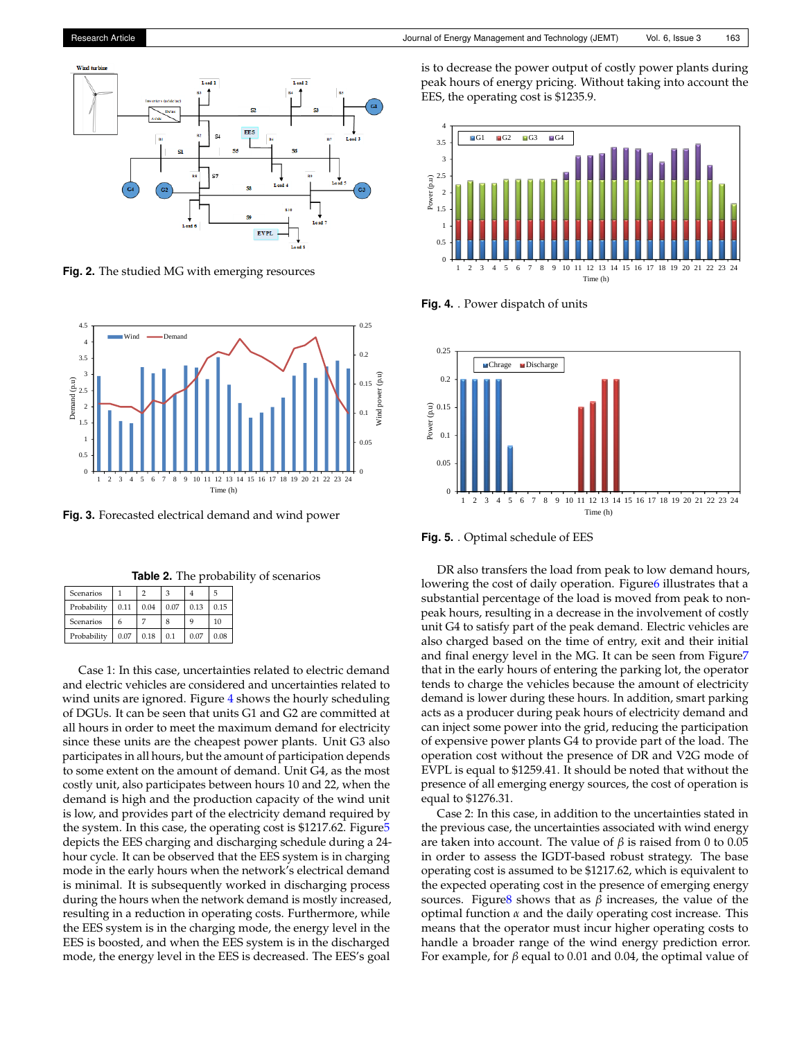**Fig. 2.** The studied MG with emerging resources

**Fig. 3.** Forecasted electrical demand and wind power

**Table 2.** The probability of scenarios

| Scenarios | 1 | 2 | 3 | 4 | 5 |
|---|---|---|---|---|---|
| Probability | 0.11 | 0.04 | 0.07 | 0.13 | 0.15 |
| Scenarios | 6 | 7 | 8 | 9 | 10 |
| Probability | 0.07 | 0.18 | 0.1 | 0.07 | 0.08 |

Case 1: In this case, uncertainties related to electric demand and electric vehicles are considered and uncertainties related to wind units are ignored. Figure 4 shows the hourly scheduling of DGUs. It can be seen that units G1 and G2 are committed at all hours in order to meet the maximum demand for electricity since these units are the cheapest power plants. Unit G3 also participates in all hours, but the amount of participation depends to some extent on the amount of demand. Unit G4, as the most costly unit, also participates between hours 10 and 22, when the demand is high and the production capacity of the wind unit is low, and provides part of the electricity demand required by the system. In this case, the operating cost is $1217.62. Figure 5 depicts the EES charging and discharging schedule during a 24-hour cycle. It can be observed that the EES system is in charging mode in the early hours when the network's electrical demand is minimal. It is subsequently worked in discharging process during the hours when the network demand is mostly increased, resulting in a reduction in operating costs. Furthermore, while the EES system is in the charging mode, the energy level in the EES is boosted, and when the EES system is in the discharged mode, the energy level in the EES is decreased. The EES's goal is to decrease the power output of costly power plants during peak hours of energy pricing. Without taking into account the EES, the operating cost is $1235.9.

**Fig. 4.** . Power dispatch of units

**Fig. 5.** . Optimal schedule of EES

DR also transfers the load from peak to low demand hours, lowering the cost of daily operation. Figure 6 illustrates that a substantial percentage of the load is moved from peak to non-peak hours, resulting in a decrease in the involvement of costly unit G4 to satisfy part of the peak demand. Electric vehicles are also charged based on the time of entry, exit and their initial and final energy level in the MG. It can be seen from Figure 7 that in the early hours of entering the parking lot, the operator tends to charge the vehicles because the amount of electricity demand is lower during these hours. In addition, smart parking acts as a producer during peak hours of electricity demand and can inject some power into the grid, reducing the participation of expensive power plants G4 to provide part of the load. The operation cost without the presence of DR and V2G mode of EVPL is equal to $1259.41. It should be noted that without the presence of all emerging energy sources, the cost of operation is equal to $1276.31.

Case 2: In this case, in addition to the uncertainties stated in the previous case, the uncertainties associated with wind energy are taken into account. The value of $\beta$ is raised from 0 to 0.05 in order to assess the IGDT-based robust strategy. The base operating cost is assumed to be $1217.62, which is equivalent to the expected operating cost in the presence of emerging energy sources. Figure 8 shows that as $\beta$ increases, the value of the optimal function $\alpha$ and the daily operating cost increase. This means that the operator must incur higher operating costs to handle a broader range of the wind energy prediction error. For example, for $\beta$ equal to 0.01 and 0.04, the optimal value of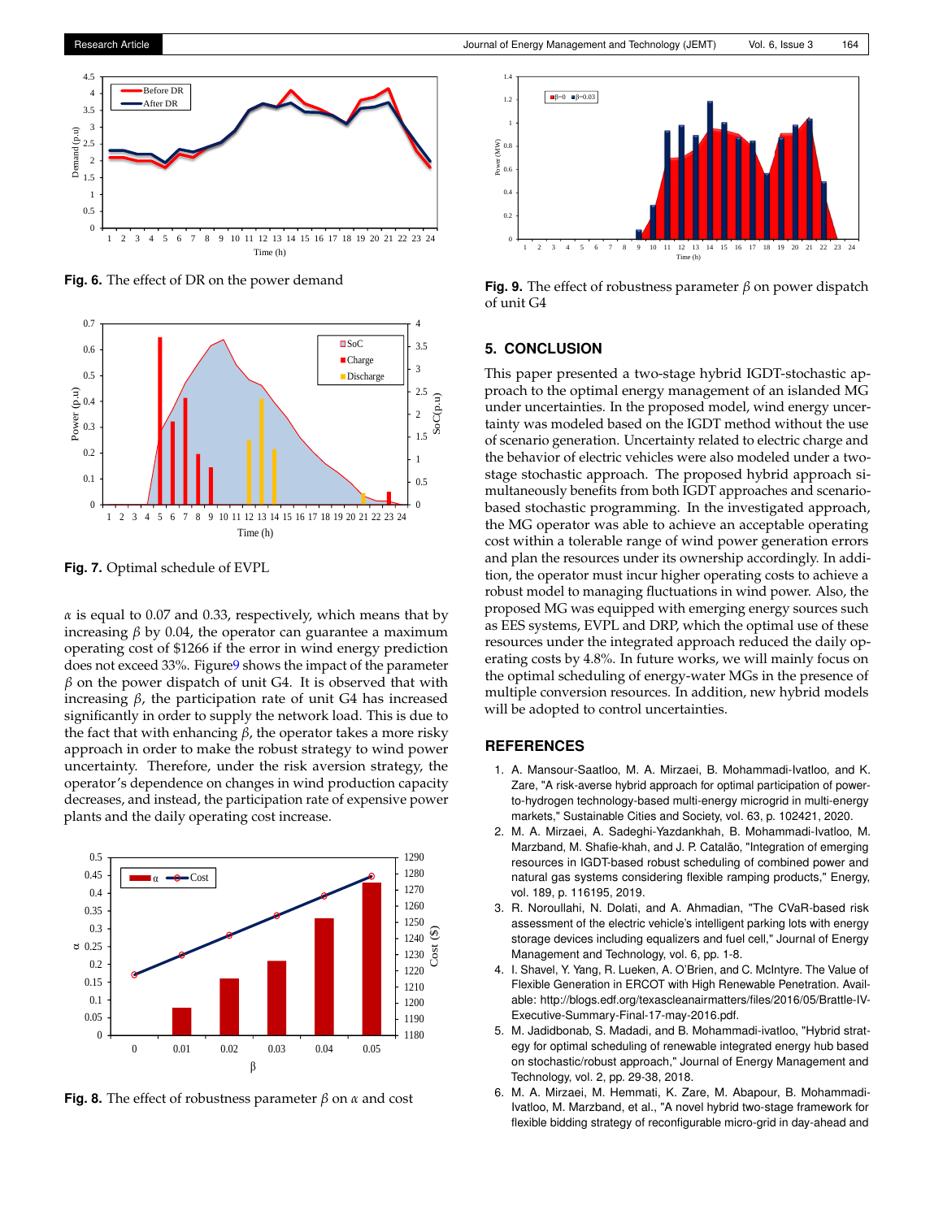Fig. 6. The effect of DR on the power demand

Fig. 7. Optimal schedule of EVPL

$\alpha$ is equal to 0.07 and 0.33, respectively, which means that by increasing $\beta$ by 0.04, the operator can guarantee a maximum operating cost of $1266 if the error in wind energy prediction does not exceed 33%. Figure9 shows the impact of the parameter $\beta$ on the power dispatch of unit G4. It is observed that with increasing $\beta$, the participation rate of unit G4 has increased significantly in order to supply the network load. This is due to the fact that with enhancing $\beta$, the operator takes a more risky approach in order to make the robust strategy to wind power uncertainty. Therefore, under the risk aversion strategy, the operator's dependence on changes in wind production capacity decreases, and instead, the participation rate of expensive power plants and the daily operating cost increase.

Fig. 8. The effect of robustness parameter $\beta$ on $\alpha$ and cost

Fig. 9. The effect of robustness parameter $\beta$ on power dispatch of unit G4

## 5. CONCLUSION

This paper presented a two-stage hybrid IGDT-stochastic approach to the optimal energy management of an islanded MG under uncertainties. In the proposed model, wind energy uncertainty was modeled based on the IGDT method without the use of scenario generation. Uncertainty related to electric charge and the behavior of electric vehicles were also modeled under a two-stage stochastic approach. The proposed hybrid approach simultaneously benefits from both IGDT approaches and scenario-based stochastic programming. In the investigated approach, the MG operator was able to achieve an acceptable operating cost within a tolerable range of wind power generation errors and plan the resources under its ownership accordingly. In addition, the operator must incur higher operating costs to achieve a robust model to managing fluctuations in wind power. Also, the proposed MG was equipped with emerging energy sources such as EES systems, EVPL and DRP, which the optimal use of these resources under the integrated approach reduced the daily operating costs by 4.8%. In future works, we will mainly focus on the optimal scheduling of energy-water MGs in the presence of multiple conversion resources. In addition, new hybrid models will be adopted to control uncertainties.

## REFERENCES

1. A. Mansour-Saatloo, M. A. Mirzaei, B. Mohammadi-Ivatloo, and K. Zare, "A risk-averse hybrid approach for optimal participation of power-to-hydrogen technology-based multi-energy microgrid in multi-energy markets," Sustainable Cities and Society, vol. 63, p. 102421, 2020.
2. M. A. Mirzaei, A. Sadeghi-Yazdankhah, B. Mohammadi-Ivatloo, M. Marzband, M. Shafie-khah, and J. P. Catalão, "Integration of emerging resources in IGDT-based robust scheduling of combined power and natural gas systems considering flexible ramping products," Energy, vol. 189, p. 116195, 2019.
3. R. Noroullahi, N. Dolati, and A. Ahmadian, "The CVaR-based risk assessment of the electric vehicle's intelligent parking lots with energy storage devices including equalizers and fuel cell," Journal of Energy Management and Technology, vol. 6, pp. 1-8.
4. I. Shavel, Y. Yang, R. Lueken, A. O'Brien, and C. McIntyre. The Value of Flexible Generation in ERCOT with High Renewable Penetration. Available: http://blogs.edf.org/texascleanairmatters/files/2016/05/Brattle-IV-Executive-Summary-Final-17-may-2016.pdf.
5. M. Jadidbonab, S. Madadi, and B. Mohammadi-ivatloo, "Hybrid strategy for optimal scheduling of renewable integrated energy hub based on stochastic/robust approach," Journal of Energy Management and Technology, vol. 2, pp. 29-38, 2018.
6. M. A. Mirzaei, M. Hemmati, K. Zare, M. Abapour, B. Mohammadi-Ivatloo, M. Marzband, et al., "A novel hybrid two-stage framework for flexible bidding strategy of reconfigurable micro-grid in day-ahead and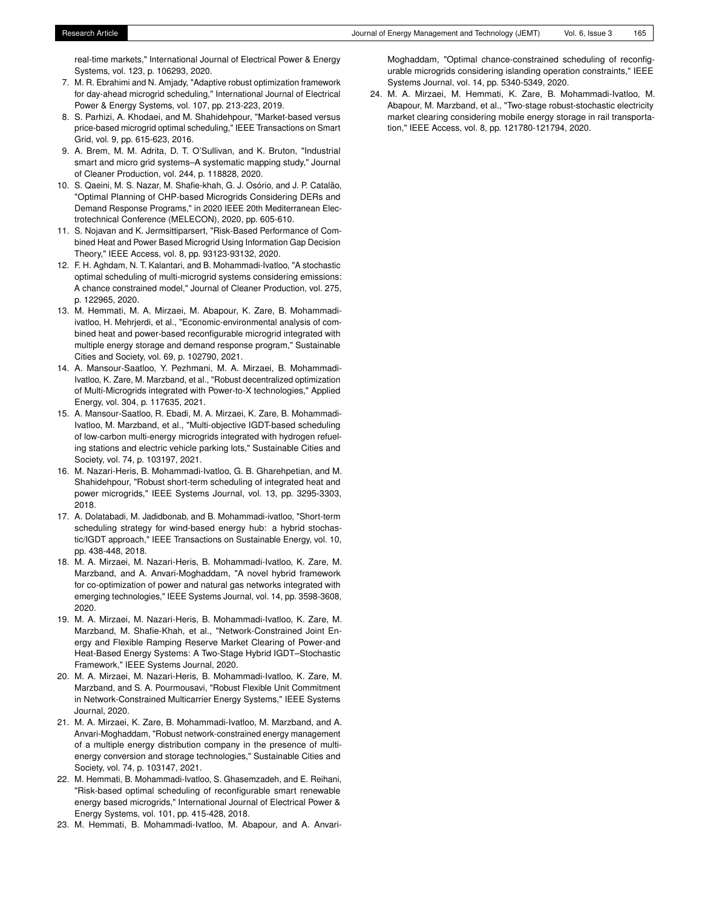real-time markets," International Journal of Electrical Power & Energy Systems, vol. 123, p. 106293, 2020.

7. M. R. Ebrahimi and N. Amjady, "Adaptive robust optimization framework for day-ahead microgrid scheduling," International Journal of Electrical Power & Energy Systems, vol. 107, pp. 213-223, 2019.
8. S. Parhizi, A. Khodaei, and M. Shahidehpour, "Market-based versus price-based microgrid optimal scheduling," IEEE Transactions on Smart Grid, vol. 9, pp. 615-623, 2016.
9. A. Brem, M. M. Adrita, D. T. O'Sullivan, and K. Bruton, "Industrial smart and micro grid systems–A systematic mapping study," Journal of Cleaner Production, vol. 244, p. 118828, 2020.
10. S. Qaeini, M. S. Nazar, M. Shafie-khah, G. J. Osório, and J. P. Catalão, "Optimal Planning of CHP-based Microgrids Considering DERs and Demand Response Programs," in 2020 IEEE 20th Mediterranean Electrotechnical Conference (MELECON), 2020, pp. 605-610.
11. S. Nojavan and K. Jermsittiparsert, "Risk-Based Performance of Combined Heat and Power Based Microgrid Using Information Gap Decision Theory," IEEE Access, vol. 8, pp. 93123-93132, 2020.
12. F. H. Aghdam, N. T. Kalantari, and B. Mohammadi-Ivatloo, "A stochastic optimal scheduling of multi-microgrid systems considering emissions: A chance constrained model," Journal of Cleaner Production, vol. 275, p. 122965, 2020.
13. M. Hemmati, M. A. Mirzaei, M. Abapour, K. Zare, B. Mohammadi-ivatloo, H. Mehrjerdi, et al., "Economic-environmental analysis of combined heat and power-based reconfigurable microgrid integrated with multiple energy storage and demand response program," Sustainable Cities and Society, vol. 69, p. 102790, 2021.
14. A. Mansour-Saatloo, Y. Pezhmani, M. A. Mirzaei, B. Mohammadi-Ivatloo, K. Zare, M. Marzband, et al., "Robust decentralized optimization of Multi-Microgrids integrated with Power-to-X technologies," Applied Energy, vol. 304, p. 117635, 2021.
15. A. Mansour-Saatloo, R. Ebadi, M. A. Mirzaei, K. Zare, B. Mohammadi-Ivatloo, M. Marzband, et al., "Multi-objective IGDT-based scheduling of low-carbon multi-energy microgrids integrated with hydrogen refueling stations and electric vehicle parking lots," Sustainable Cities and Society, vol. 74, p. 103197, 2021.
16. M. Nazari-Heris, B. Mohammadi-Ivatloo, G. B. Gharehpetian, and M. Shahidehpour, "Robust short-term scheduling of integrated heat and power microgrids," IEEE Systems Journal, vol. 13, pp. 3295-3303, 2018.
17. A. Dolatabadi, M. Jadidbonab, and B. Mohammadi-ivatloo, "Short-term scheduling strategy for wind-based energy hub: a hybrid stochastic/IGDT approach," IEEE Transactions on Sustainable Energy, vol. 10, pp. 438-448, 2018.
18. M. A. Mirzaei, M. Nazari-Heris, B. Mohammadi-Ivatloo, K. Zare, M. Marzband, and A. Anvari-Moghaddam, "A novel hybrid framework for co-optimization of power and natural gas networks integrated with emerging technologies," IEEE Systems Journal, vol. 14, pp. 3598-3608, 2020.
19. M. A. Mirzaei, M. Nazari-Heris, B. Mohammadi-Ivatloo, K. Zare, M. Marzband, M. Shafie-Khah, et al., "Network-Constrained Joint Energy and Flexible Ramping Reserve Market Clearing of Power-and Heat-Based Energy Systems: A Two-Stage Hybrid IGDT–Stochastic Framework," IEEE Systems Journal, 2020.
20. M. A. Mirzaei, M. Nazari-Heris, B. Mohammadi-Ivatloo, K. Zare, M. Marzband, and S. A. Pourmousavi, "Robust Flexible Unit Commitment in Network-Constrained Multicarrier Energy Systems," IEEE Systems Journal, 2020.
21. M. A. Mirzaei, K. Zare, B. Mohammadi-Ivatloo, M. Marzband, and A. Anvari-Moghaddam, "Robust network-constrained energy management of a multiple energy distribution company in the presence of multi-energy conversion and storage technologies," Sustainable Cities and Society, vol. 74, p. 103147, 2021.
22. M. Hemmati, B. Mohammadi-Ivatloo, S. Ghasemzadeh, and E. Reihani, "Risk-based optimal scheduling of reconfigurable smart renewable energy based microgrids," International Journal of Electrical Power & Energy Systems, vol. 101, pp. 415-428, 2018.
23. M. Hemmati, B. Mohammadi-Ivatloo, M. Abapour, and A. Anvari-Moghaddam, "Optimal chance-constrained scheduling of reconfigurable microgrids considering islanding operation constraints," IEEE Systems Journal, vol. 14, pp. 5340-5349, 2020.
24. M. A. Mirzaei, M. Hemmati, K. Zare, B. Mohammadi-Ivatloo, M. Abapour, M. Marzband, et al., "Two-stage robust-stochastic electricity market clearing considering mobile energy storage in rail transportation," IEEE Access, vol. 8, pp. 121780-121794, 2020.